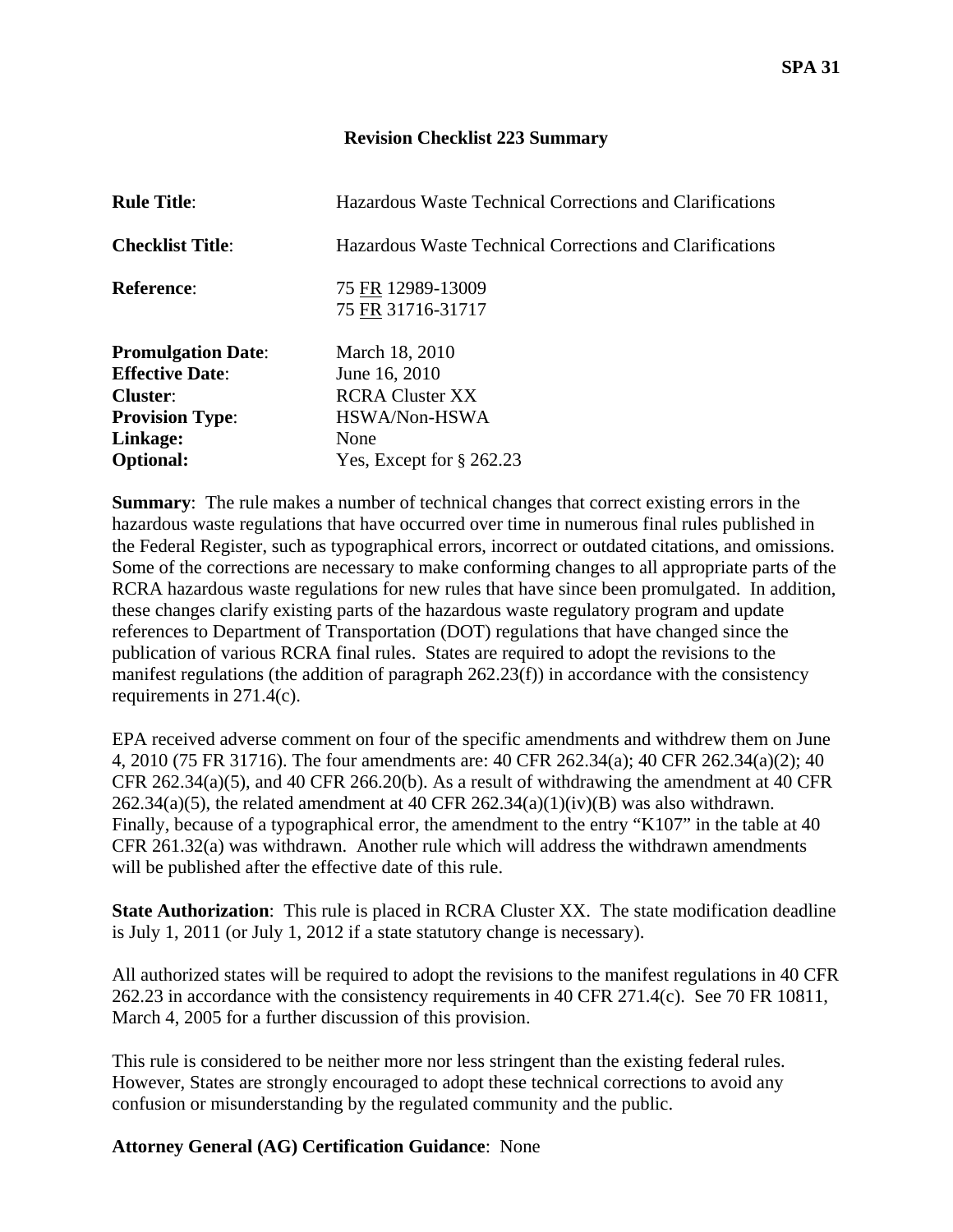**SPA 31**

# Revision Checklist 223 Summary

| | |
|---|---|
| **Rule Title**: | Hazardous Waste Technical Corrections and Clarifications |
| **Checklist Title**: | Hazardous Waste Technical Corrections and Clarifications |
| **Reference**: | 75 FR 12989-13009<br>75 FR 31716-31717 |
| **Promulgation Date**: | March 18, 2010 |
| **Effective Date**: | June 16, 2010 |
| **Cluster**: | RCRA Cluster XX |
| **Provision Type**: | HSWA/Non-HSWA |
| **Linkage:** | None |
| **Optional:** | Yes, Except for § 262.23 |

**Summary**: The rule makes a number of technical changes that correct existing errors in the hazardous waste regulations that have occurred over time in numerous final rules published in the Federal Register, such as typographical errors, incorrect or outdated citations, and omissions. Some of the corrections are necessary to make conforming changes to all appropriate parts of the RCRA hazardous waste regulations for new rules that have since been promulgated. In addition, these changes clarify existing parts of the hazardous waste regulatory program and update references to Department of Transportation (DOT) regulations that have changed since the publication of various RCRA final rules. States are required to adopt the revisions to the manifest regulations (the addition of paragraph 262.23(f)) in accordance with the consistency requirements in 271.4(c).

EPA received adverse comment on four of the specific amendments and withdrew them on June 4, 2010 (75 FR 31716). The four amendments are: 40 CFR 262.34(a); 40 CFR 262.34(a)(2); 40 CFR 262.34(a)(5), and 40 CFR 266.20(b). As a result of withdrawing the amendment at 40 CFR 262.34(a)(5), the related amendment at 40 CFR 262.34(a)(1)(iv)(B) was also withdrawn. Finally, because of a typographical error, the amendment to the entry "K107" in the table at 40 CFR 261.32(a) was withdrawn. Another rule which will address the withdrawn amendments will be published after the effective date of this rule.

**State Authorization**: This rule is placed in RCRA Cluster XX. The state modification deadline is July 1, 2011 (or July 1, 2012 if a state statutory change is necessary).

All authorized states will be required to adopt the revisions to the manifest regulations in 40 CFR 262.23 in accordance with the consistency requirements in 40 CFR 271.4(c). See 70 FR 10811, March 4, 2005 for a further discussion of this provision.

This rule is considered to be neither more nor less stringent than the existing federal rules. However, States are strongly encouraged to adopt these technical corrections to avoid any confusion or misunderstanding by the regulated community and the public.

**Attorney General (AG) Certification Guidance**: None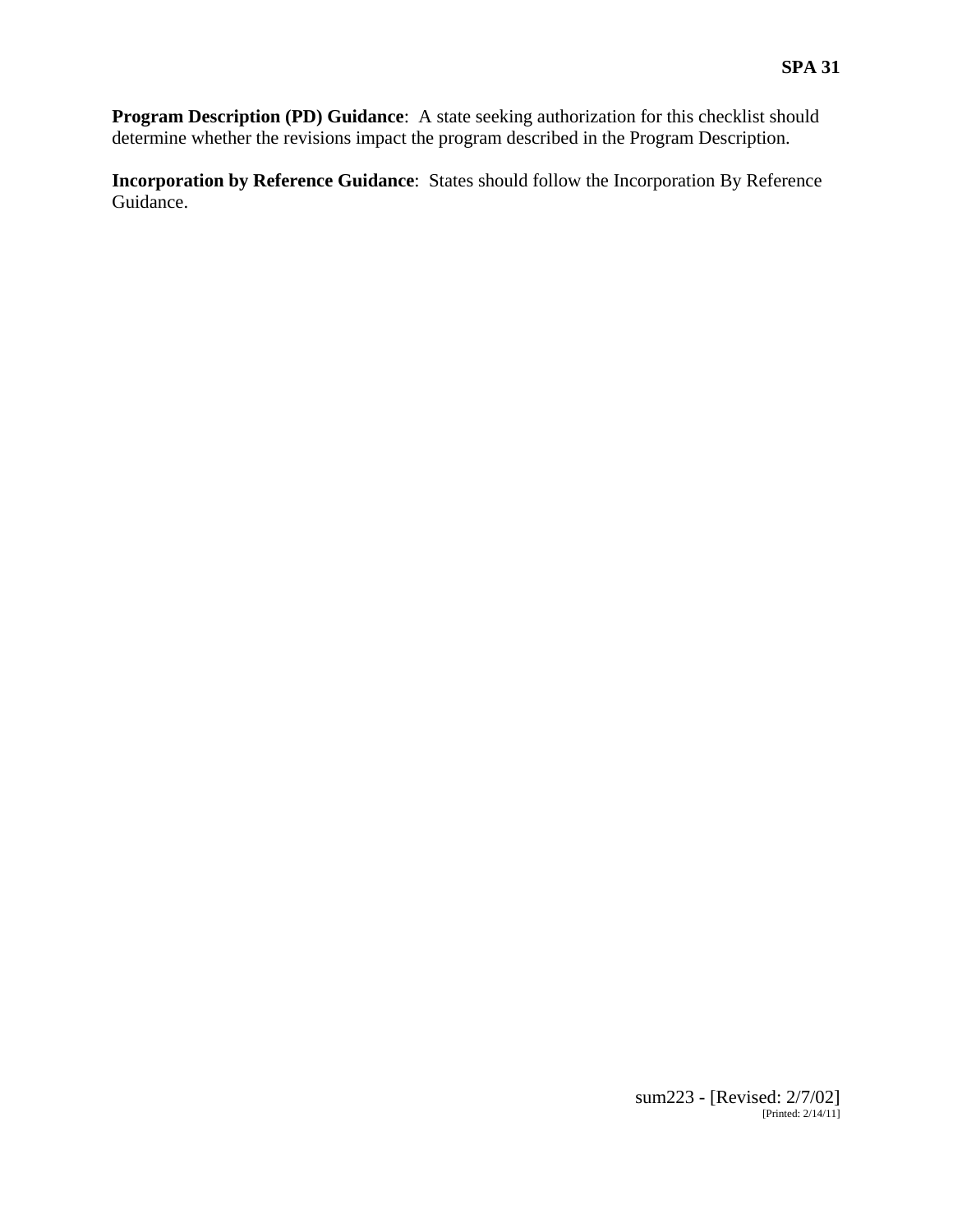**Program Description (PD) Guidance**: A state seeking authorization for this checklist should determine whether the revisions impact the program described in the Program Description.

**Incorporation by Reference Guidance**: States should follow the Incorporation By Reference Guidance.